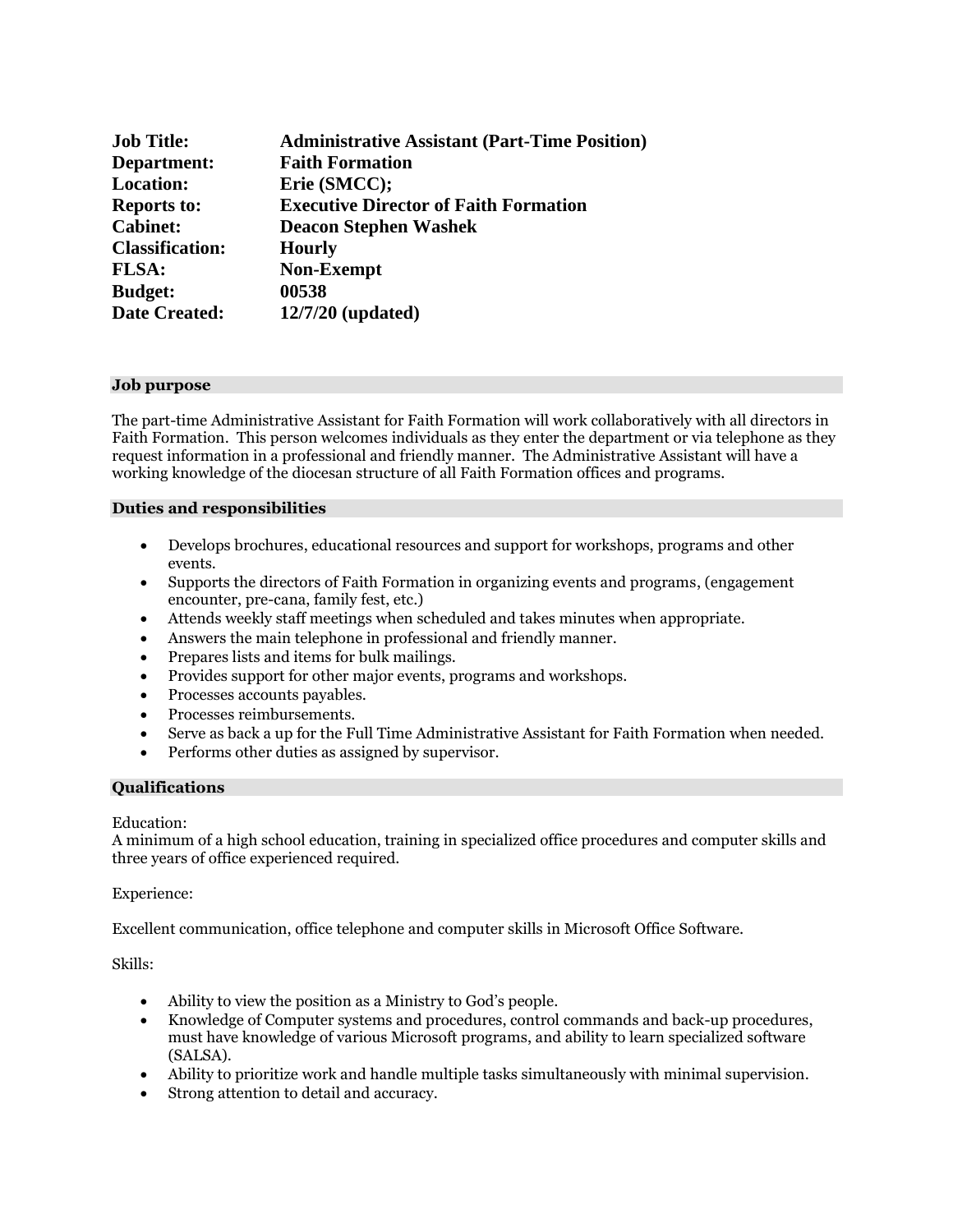| | |
|---|---|
| **Job Title:** | **Administrative Assistant (Part-Time Position)** |
| **Department:** | **Faith Formation** |
| **Location:** | **Erie (SMCC);** |
| **Reports to:** | **Executive Director of Faith Formation** |
| **Cabinet:** | **Deacon Stephen Washek** |
| **Classification:** | **Hourly** |
| **FLSA:** | **Non-Exempt** |
| **Budget:** | **00538** |
| **Date Created:** | **12/7/20 (updated)** |

## Job purpose

The part-time Administrative Assistant for Faith Formation will work collaboratively with all directors in Faith Formation. This person welcomes individuals as they enter the department or via telephone as they request information in a professional and friendly manner. The Administrative Assistant will have a working knowledge of the diocesan structure of all Faith Formation offices and programs.

## Duties and responsibilities

- Develops brochures, educational resources and support for workshops, programs and other events.
- Supports the directors of Faith Formation in organizing events and programs, (engagement encounter, pre-cana, family fest, etc.)
- Attends weekly staff meetings when scheduled and takes minutes when appropriate.
- Answers the main telephone in professional and friendly manner.
- Prepares lists and items for bulk mailings.
- Provides support for other major events, programs and workshops.
- Processes accounts payables.
- Processes reimbursements.
- Serve as back a up for the Full Time Administrative Assistant for Faith Formation when needed.
- Performs other duties as assigned by supervisor.

## Qualifications

Education:
A minimum of a high school education, training in specialized office procedures and computer skills and three years of office experienced required.

Experience:

Excellent communication, office telephone and computer skills in Microsoft Office Software.

Skills:

- Ability to view the position as a Ministry to God's people.
- Knowledge of Computer systems and procedures, control commands and back-up procedures, must have knowledge of various Microsoft programs, and ability to learn specialized software (SALSA).
- Ability to prioritize work and handle multiple tasks simultaneously with minimal supervision.
- Strong attention to detail and accuracy.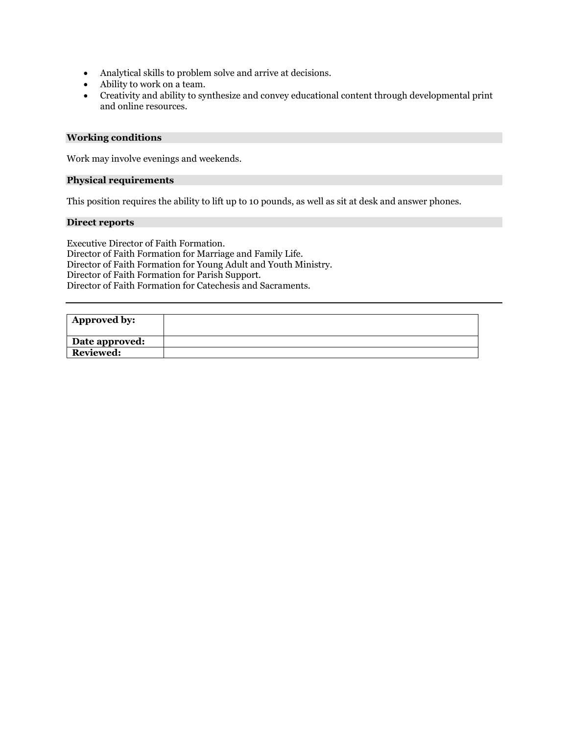- Analytical skills to problem solve and arrive at decisions.
- Ability to work on a team.
- Creativity and ability to synthesize and convey educational content through developmental print and online resources.

## Working conditions

Work may involve evenings and weekends.

## Physical requirements

This position requires the ability to lift up to 10 pounds, as well as sit at desk and answer phones.

## Direct reports

Executive Director of Faith Formation.
Director of Faith Formation for Marriage and Family Life.
Director of Faith Formation for Young Adult and Youth Ministry.
Director of Faith Formation for Parish Support.
Director of Faith Formation for Catechesis and Sacraments.

---

| | |
|---|---|
| **Approved by:** | |
| **Date approved:** | |
| **Reviewed:** | |